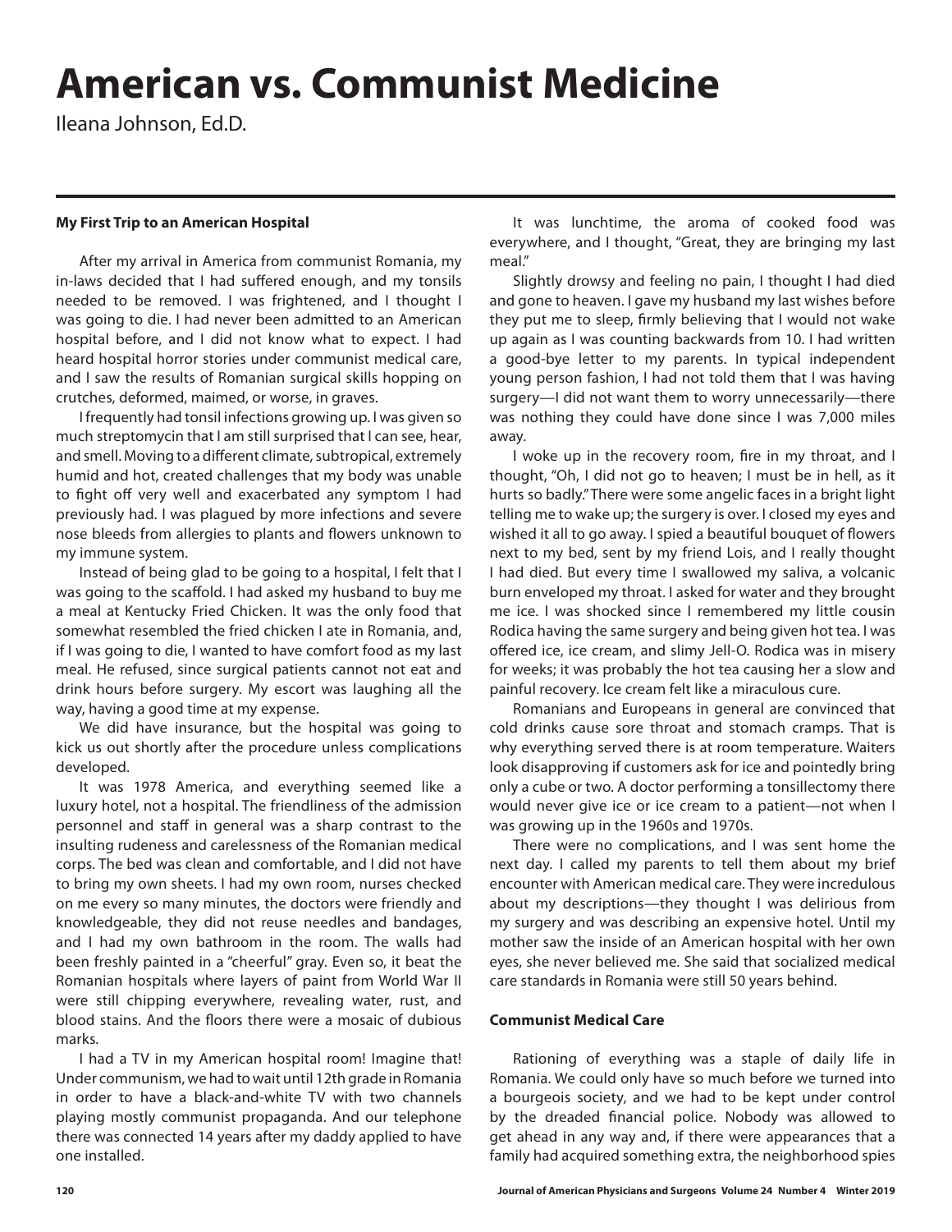# American vs. Communist Medicine

Ileana Johnson, Ed.D.

### My First Trip to an American Hospital

After my arrival in America from communist Romania, my in-laws decided that I had suffered enough, and my tonsils needed to be removed. I was frightened, and I thought I was going to die. I had never been admitted to an American hospital before, and I did not know what to expect. I had heard hospital horror stories under communist medical care, and I saw the results of Romanian surgical skills hopping on crutches, deformed, maimed, or worse, in graves.

I frequently had tonsil infections growing up. I was given so much streptomycin that I am still surprised that I can see, hear, and smell. Moving to a different climate, subtropical, extremely humid and hot, created challenges that my body was unable to fight off very well and exacerbated any symptom I had previously had. I was plagued by more infections and severe nose bleeds from allergies to plants and flowers unknown to my immune system.

Instead of being glad to be going to a hospital, I felt that I was going to the scaffold. I had asked my husband to buy me a meal at Kentucky Fried Chicken. It was the only food that somewhat resembled the fried chicken I ate in Romania, and, if I was going to die, I wanted to have comfort food as my last meal. He refused, since surgical patients cannot not eat and drink hours before surgery. My escort was laughing all the way, having a good time at my expense.

We did have insurance, but the hospital was going to kick us out shortly after the procedure unless complications developed.

It was 1978 America, and everything seemed like a luxury hotel, not a hospital. The friendliness of the admission personnel and staff in general was a sharp contrast to the insulting rudeness and carelessness of the Romanian medical corps. The bed was clean and comfortable, and I did not have to bring my own sheets. I had my own room, nurses checked on me every so many minutes, the doctors were friendly and knowledgeable, they did not reuse needles and bandages, and I had my own bathroom in the room. The walls had been freshly painted in a "cheerful" gray. Even so, it beat the Romanian hospitals where layers of paint from World War II were still chipping everywhere, revealing water, rust, and blood stains. And the floors there were a mosaic of dubious marks.

I had a TV in my American hospital room! Imagine that! Under communism, we had to wait until 12th grade in Romania in order to have a black-and-white TV with two channels playing mostly communist propaganda. And our telephone there was connected 14 years after my daddy applied to have one installed.

It was lunchtime, the aroma of cooked food was everywhere, and I thought, "Great, they are bringing my last meal."

Slightly drowsy and feeling no pain, I thought I had died and gone to heaven. I gave my husband my last wishes before they put me to sleep, firmly believing that I would not wake up again as I was counting backwards from 10. I had written a good-bye letter to my parents. In typical independent young person fashion, I had not told them that I was having surgery—I did not want them to worry unnecessarily—there was nothing they could have done since I was 7,000 miles away.

I woke up in the recovery room, fire in my throat, and I thought, "Oh, I did not go to heaven; I must be in hell, as it hurts so badly." There were some angelic faces in a bright light telling me to wake up; the surgery is over. I closed my eyes and wished it all to go away. I spied a beautiful bouquet of flowers next to my bed, sent by my friend Lois, and I really thought I had died. But every time I swallowed my saliva, a volcanic burn enveloped my throat. I asked for water and they brought me ice. I was shocked since I remembered my little cousin Rodica having the same surgery and being given hot tea. I was offered ice, ice cream, and slimy Jell-O. Rodica was in misery for weeks; it was probably the hot tea causing her a slow and painful recovery. Ice cream felt like a miraculous cure.

Romanians and Europeans in general are convinced that cold drinks cause sore throat and stomach cramps. That is why everything served there is at room temperature. Waiters look disapproving if customers ask for ice and pointedly bring only a cube or two. A doctor performing a tonsillectomy there would never give ice or ice cream to a patient—not when I was growing up in the 1960s and 1970s.

There were no complications, and I was sent home the next day. I called my parents to tell them about my brief encounter with American medical care. They were incredulous about my descriptions—they thought I was delirious from my surgery and was describing an expensive hotel. Until my mother saw the inside of an American hospital with her own eyes, she never believed me. She said that socialized medical care standards in Romania were still 50 years behind.

### Communist Medical Care

Rationing of everything was a staple of daily life in Romania. We could only have so much before we turned into a bourgeois society, and we had to be kept under control by the dreaded financial police. Nobody was allowed to get ahead in any way and, if there were appearances that a family had acquired something extra, the neighborhood spies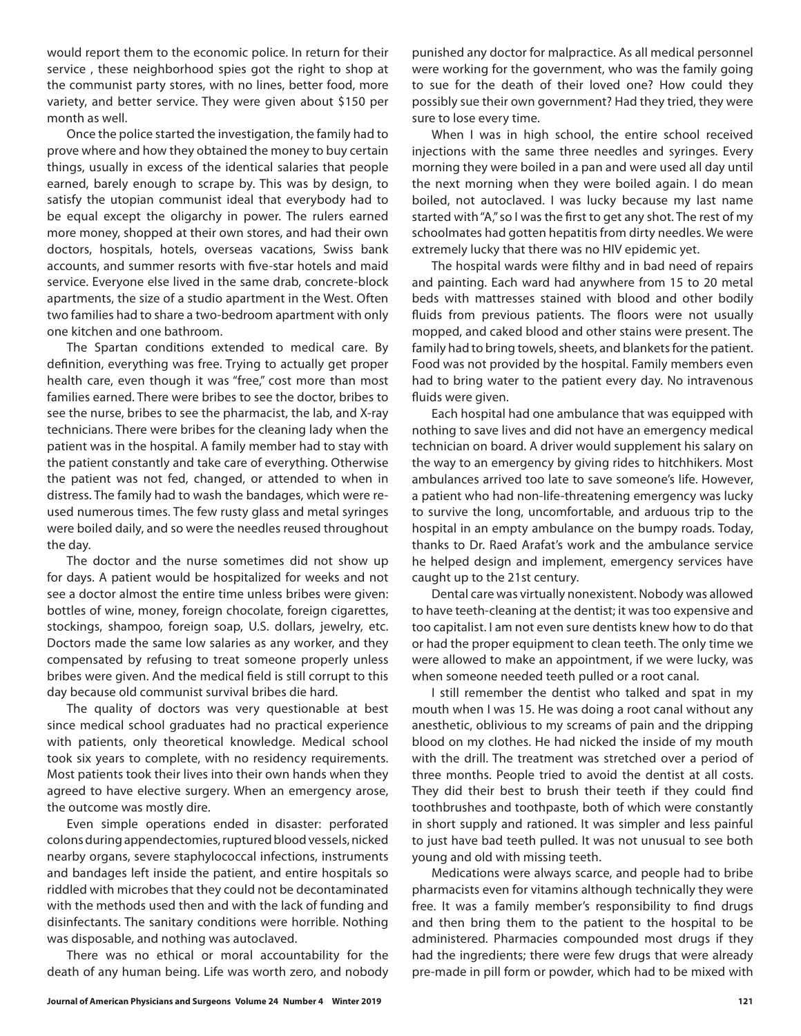would report them to the economic police. In return for their service , these neighborhood spies got the right to shop at the communist party stores, with no lines, better food, more variety, and better service. They were given about $150 per month as well.

Once the police started the investigation, the family had to prove where and how they obtained the money to buy certain things, usually in excess of the identical salaries that people earned, barely enough to scrape by. This was by design, to satisfy the utopian communist ideal that everybody had to be equal except the oligarchy in power. The rulers earned more money, shopped at their own stores, and had their own doctors, hospitals, hotels, overseas vacations, Swiss bank accounts, and summer resorts with five-star hotels and maid service. Everyone else lived in the same drab, concrete-block apartments, the size of a studio apartment in the West. Often two families had to share a two-bedroom apartment with only one kitchen and one bathroom.

The Spartan conditions extended to medical care. By definition, everything was free. Trying to actually get proper health care, even though it was "free," cost more than most families earned. There were bribes to see the doctor, bribes to see the nurse, bribes to see the pharmacist, the lab, and X-ray technicians. There were bribes for the cleaning lady when the patient was in the hospital. A family member had to stay with the patient constantly and take care of everything. Otherwise the patient was not fed, changed, or attended to when in distress. The family had to wash the bandages, which were re-used numerous times. The few rusty glass and metal syringes were boiled daily, and so were the needles reused throughout the day.

The doctor and the nurse sometimes did not show up for days. A patient would be hospitalized for weeks and not see a doctor almost the entire time unless bribes were given: bottles of wine, money, foreign chocolate, foreign cigarettes, stockings, shampoo, foreign soap, U.S. dollars, jewelry, etc. Doctors made the same low salaries as any worker, and they compensated by refusing to treat someone properly unless bribes were given. And the medical field is still corrupt to this day because old communist survival bribes die hard.

The quality of doctors was very questionable at best since medical school graduates had no practical experience with patients, only theoretical knowledge. Medical school took six years to complete, with no residency requirements. Most patients took their lives into their own hands when they agreed to have elective surgery. When an emergency arose, the outcome was mostly dire.

Even simple operations ended in disaster: perforated colons during appendectomies, ruptured blood vessels, nicked nearby organs, severe staphylococcal infections, instruments and bandages left inside the patient, and entire hospitals so riddled with microbes that they could not be decontaminated with the methods used then and with the lack of funding and disinfectants. The sanitary conditions were horrible. Nothing was disposable, and nothing was autoclaved.

There was no ethical or moral accountability for the death of any human being. Life was worth zero, and nobody punished any doctor for malpractice. As all medical personnel were working for the government, who was the family going to sue for the death of their loved one? How could they possibly sue their own government? Had they tried, they were sure to lose every time.

When I was in high school, the entire school received injections with the same three needles and syringes. Every morning they were boiled in a pan and were used all day until the next morning when they were boiled again. I do mean boiled, not autoclaved. I was lucky because my last name started with "A," so I was the first to get any shot. The rest of my schoolmates had gotten hepatitis from dirty needles. We were extremely lucky that there was no HIV epidemic yet.

The hospital wards were filthy and in bad need of repairs and painting. Each ward had anywhere from 15 to 20 metal beds with mattresses stained with blood and other bodily fluids from previous patients. The floors were not usually mopped, and caked blood and other stains were present. The family had to bring towels, sheets, and blankets for the patient. Food was not provided by the hospital. Family members even had to bring water to the patient every day. No intravenous fluids were given.

Each hospital had one ambulance that was equipped with nothing to save lives and did not have an emergency medical technician on board. A driver would supplement his salary on the way to an emergency by giving rides to hitchhikers. Most ambulances arrived too late to save someone's life. However, a patient who had non-life-threatening emergency was lucky to survive the long, uncomfortable, and arduous trip to the hospital in an empty ambulance on the bumpy roads. Today, thanks to Dr. Raed Arafat's work and the ambulance service he helped design and implement, emergency services have caught up to the 21st century.

Dental care was virtually nonexistent. Nobody was allowed to have teeth-cleaning at the dentist; it was too expensive and too capitalist. I am not even sure dentists knew how to do that or had the proper equipment to clean teeth. The only time we were allowed to make an appointment, if we were lucky, was when someone needed teeth pulled or a root canal.

I still remember the dentist who talked and spat in my mouth when I was 15. He was doing a root canal without any anesthetic, oblivious to my screams of pain and the dripping blood on my clothes. He had nicked the inside of my mouth with the drill. The treatment was stretched over a period of three months. People tried to avoid the dentist at all costs. They did their best to brush their teeth if they could find toothbrushes and toothpaste, both of which were constantly in short supply and rationed. It was simpler and less painful to just have bad teeth pulled. It was not unusual to see both young and old with missing teeth.

Medications were always scarce, and people had to bribe pharmacists even for vitamins although technically they were free. It was a family member's responsibility to find drugs and then bring them to the patient to the hospital to be administered. Pharmacies compounded most drugs if they had the ingredients; there were few drugs that were already pre-made in pill form or powder, which had to be mixed with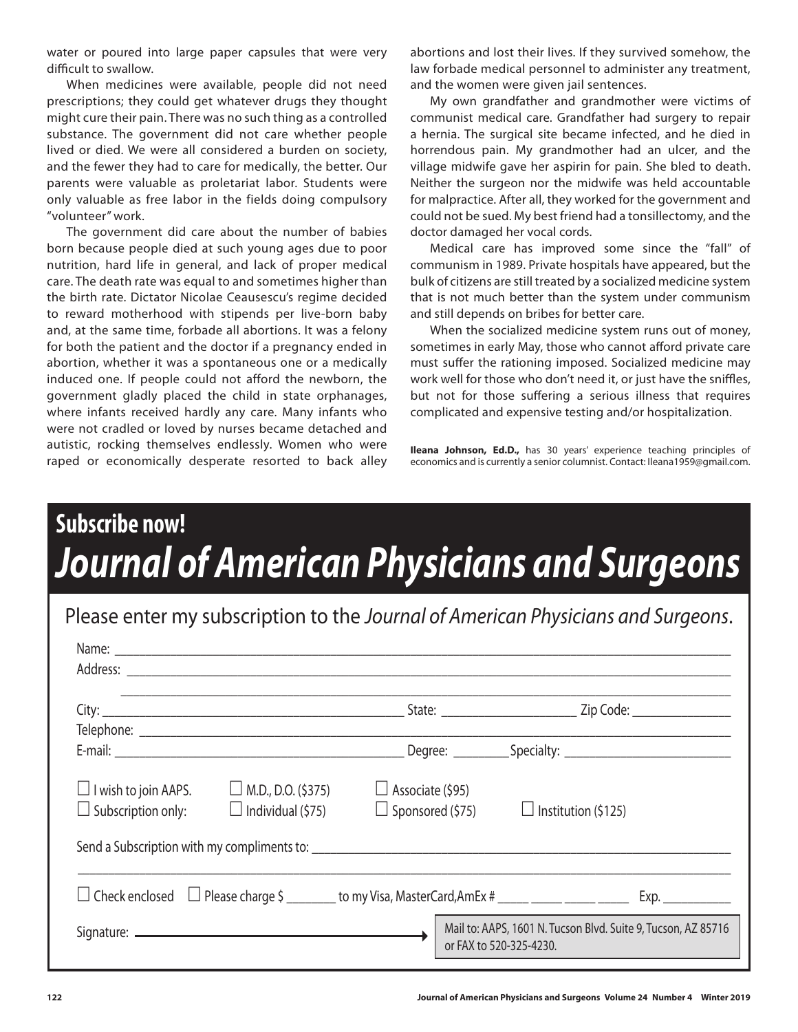water or poured into large paper capsules that were very difficult to swallow.

When medicines were available, people did not need prescriptions; they could get whatever drugs they thought might cure their pain. There was no such thing as a controlled substance. The government did not care whether people lived or died. We were all considered a burden on society, and the fewer they had to care for medically, the better. Our parents were valuable as proletariat labor. Students were only valuable as free labor in the fields doing compulsory "volunteer" work.

The government did care about the number of babies born because people died at such young ages due to poor nutrition, hard life in general, and lack of proper medical care. The death rate was equal to and sometimes higher than the birth rate. Dictator Nicolae Ceausescu's regime decided to reward motherhood with stipends per live-born baby and, at the same time, forbade all abortions. It was a felony for both the patient and the doctor if a pregnancy ended in abortion, whether it was a spontaneous one or a medically induced one. If people could not afford the newborn, the government gladly placed the child in state orphanages, where infants received hardly any care. Many infants who were not cradled or loved by nurses became detached and autistic, rocking themselves endlessly. Women who were raped or economically desperate resorted to back alley abortions and lost their lives. If they survived somehow, the law forbade medical personnel to administer any treatment, and the women were given jail sentences.

My own grandfather and grandmother were victims of communist medical care. Grandfather had surgery to repair a hernia. The surgical site became infected, and he died in horrendous pain. My grandmother had an ulcer, and the village midwife gave her aspirin for pain. She bled to death. Neither the surgeon nor the midwife was held accountable for malpractice. After all, they worked for the government and could not be sued. My best friend had a tonsillectomy, and the doctor damaged her vocal cords.

Medical care has improved some since the "fall" of communism in 1989. Private hospitals have appeared, but the bulk of citizens are still treated by a socialized medicine system that is not much better than the system under communism and still depends on bribes for better care.

When the socialized medicine system runs out of money, sometimes in early May, those who cannot afford private care must suffer the rationing imposed. Socialized medicine may work well for those who don't need it, or just have the sniffles, but not for those suffering a serious illness that requires complicated and expensive testing and/or hospitalization.

**Ileana Johnson, Ed.D.,** has 30 years' experience teaching principles of economics and is currently a senior columnist. Contact: Ileana1959@gmail.com.

## Subscribe now!

# *Journal of American Physicians and Surgeons*

Please enter my subscription to the *Journal of American Physicians and Surgeons*.

Name: ____________________

Address: ____________________

____________________

City: ____________________ State: ____________________ Zip Code: ____________________

Telephone: ____________________

E-mail: ____________________ Degree: ________ Specialty: ____________________

☐ I wish to join AAPS. ☐ M.D., D.O. ($375) ☐ Associate ($95)

☐ Subscription only: ☐ Individual ($75) ☐ Sponsored ($75) ☐ Institution ($125)

Send a Subscription with my compliments to: ____________________

____________________

☐ Check enclosed ☐ Please charge $ ________ to my Visa, MasterCard, AmEx # _____ _____ _____ _____ Exp. __________

Signature: ____________________

Mail to: AAPS, 1601 N. Tucson Blvd. Suite 9, Tucson, AZ 85716 or FAX to 520-325-4230.